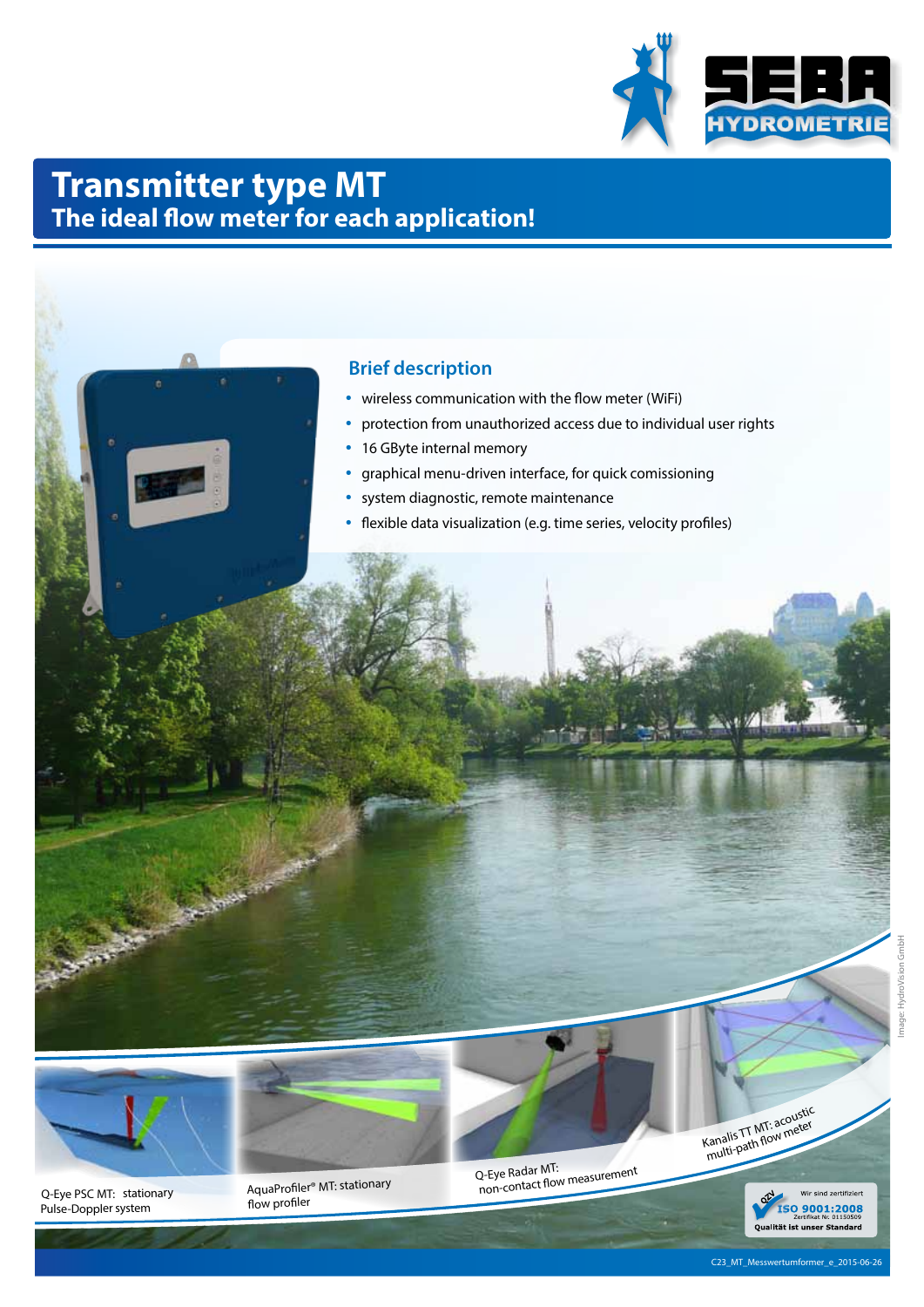# Transmitter type MT

## The ideal flow meter for each application!

### Brief description

- wireless communication with the flow meter (WiFi)
- protection from unauthorized access due to individual user rights
- 16 GByte internal memory
- graphical menu-driven interface, for quick comissioning
- system diagnostic, remote maintenance
- flexible data visualization (e.g. time series, velocity profiles)

Q-Eye PSC MT: stationary Pulse-Doppler system

AquaProfiler® MT: stationary flow profiler

Q-Eye Radar MT: non-contact flow measurement

Kanalis TT MT: acoustic multi-path flow meter

Image: HydroVision GmbH

Wir sind zertifiziert ISO 9001:2008 Zertifikat Nr. 01150509 Qualität ist unser Standard

C23_MT_Messwertumformer_e_2015-06-26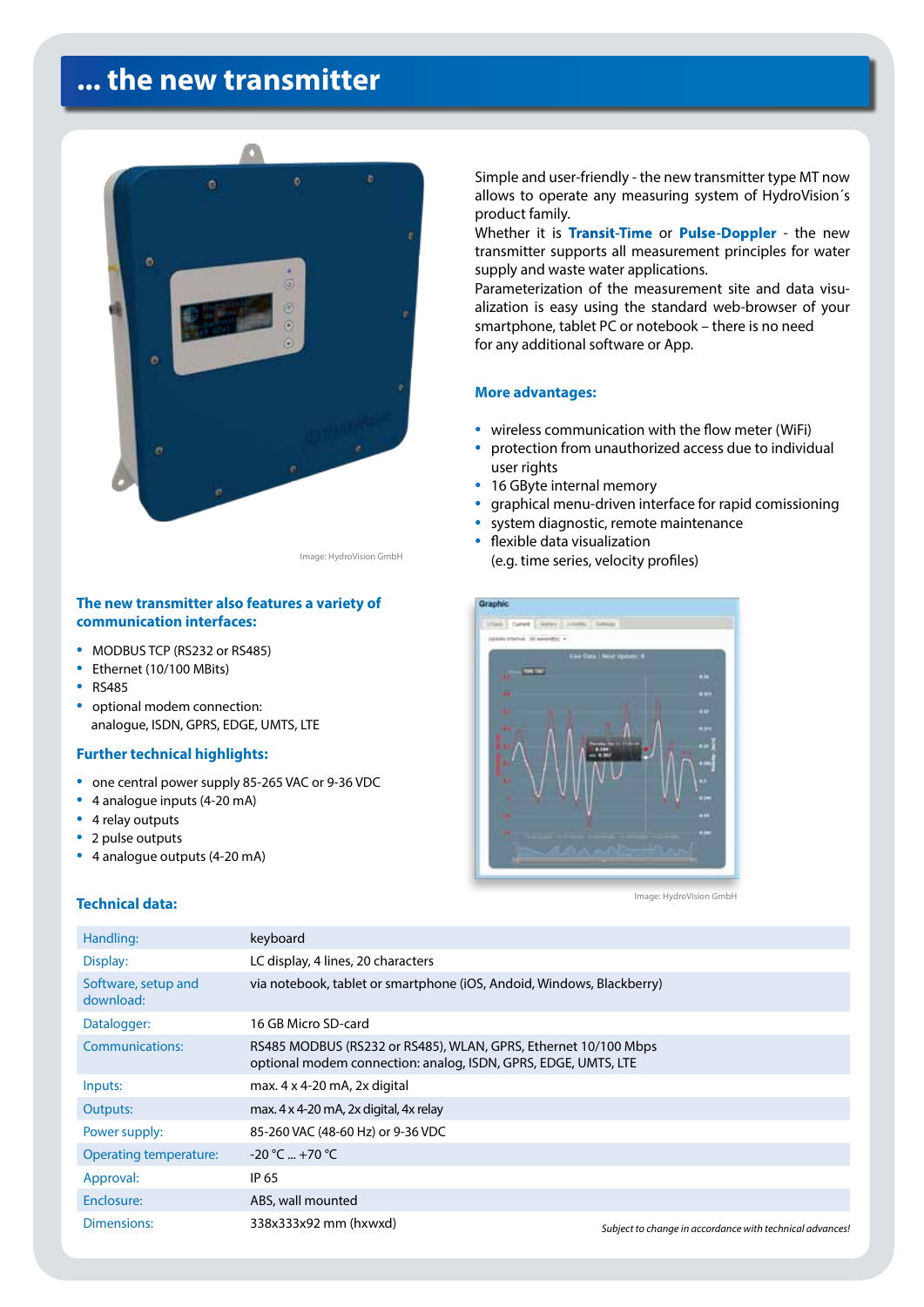# ... the new transmitter

Image: HydroVision GmbH

Simple and user-friendly - the new transmitter type MT now allows to operate any measuring system of HydroVision´s product family.
Whether it is **Transit-Time** or **Pulse-Doppler** - the new transmitter supports all measurement principles for water supply and waste water applications.
Parameterization of the measurement site and data visualization is easy using the standard web-browser of your smartphone, tablet PC or notebook – there is no need for any additional software or App.

### More advantages:

- wireless communication with the flow meter (WiFi)
- protection from unauthorized access due to individual user rights
- 16 GByte internal memory
- graphical menu-driven interface for rapid comissioning
- system diagnostic, remote maintenance
- flexible data visualization (e.g. time series, velocity profiles)

### The new transmitter also features a variety of communication interfaces:

- MODBUS TCP (RS232 or RS485)
- Ethernet (10/100 MBits)
- RS485
- optional modem connection: analogue, ISDN, GPRS, EDGE, UMTS, LTE

### Further technical highlights:

- one central power supply 85-265 VAC or 9-36 VDC
- 4 analogue inputs (4-20 mA)
- 4 relay outputs
- 2 pulse outputs
- 4 analogue outputs (4-20 mA)

Image: HydroVision GmbH

### Technical data:

| | |
|---|---|
| Handling: | keyboard |
| Display: | LC display, 4 lines, 20 characters |
| Software, setup and download: | via notebook, tablet or smartphone (iOS, Aodoid, Windows, Blackberry) |
| Datalogger: | 16 GB Micro SD-card |
| Communications: | RS485 MODBUS (RS232 or RS485), WLAN, GPRS, Ethernet 10/100 Mbps<br>optional modem connection: analog, ISDN, GPRS, EDGE, UMTS, LTE |
| Inputs: | max. 4 x 4-20 mA, 2x digital |
| Outputs: | max. 4 x 4-20 mA, 2x digital, 4x relay |
| Power supply: | 85-260 VAC (48-60 Hz) or 9-36 VDC |
| Operating temperature: | -20 °C ... +70 °C |
| Approval: | IP 65 |
| Enclosure: | ABS, wall mounted |
| Dimensions: | 338x333x92 mm (hxwxd) |

*Subject to change in accordance with technical advances!*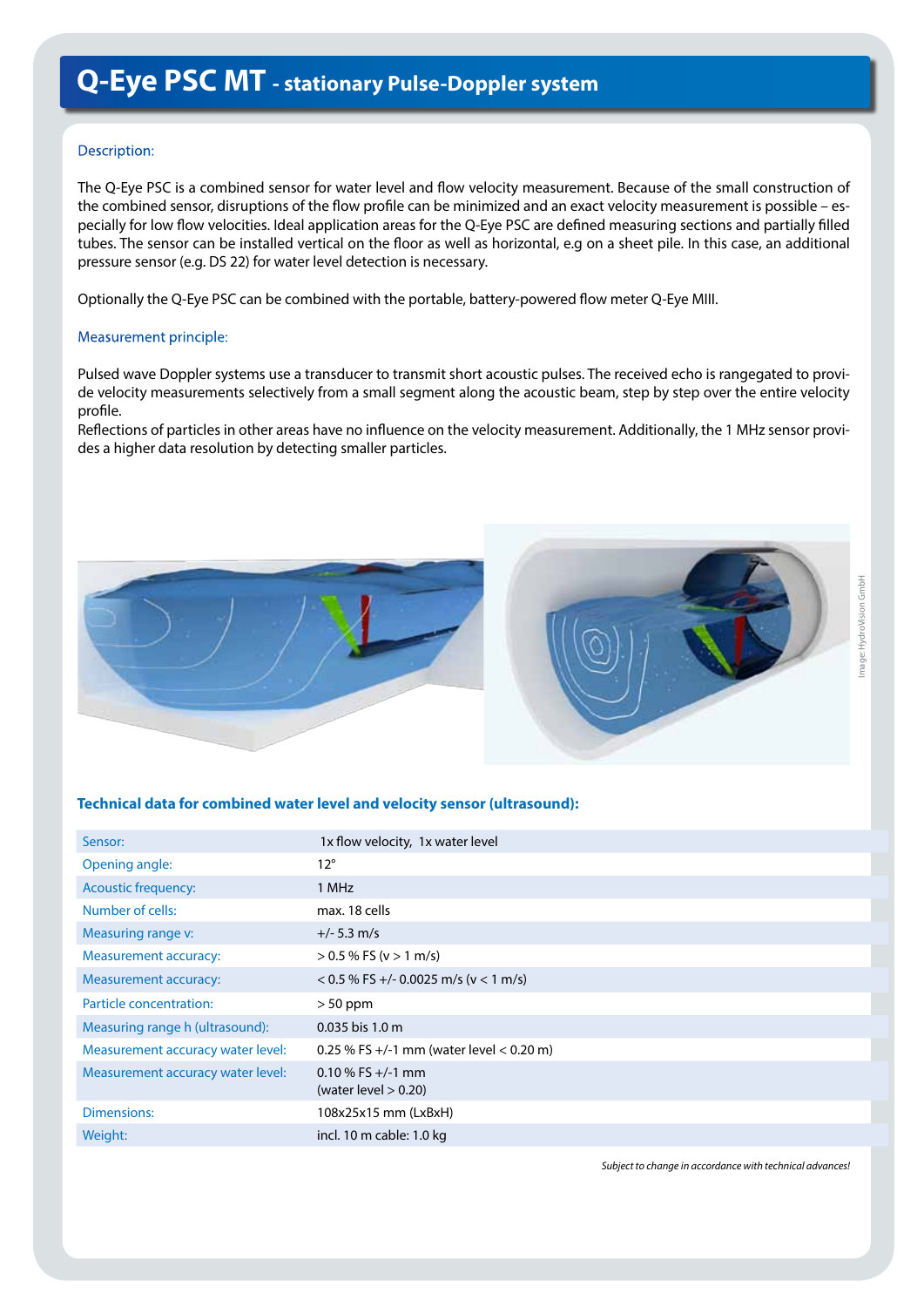# Q-Eye PSC MT - stationary Pulse-Doppler system

Description:

The Q-Eye PSC is a combined sensor for water level and flow velocity measurement. Because of the small construction of the combined sensor, disruptions of the flow profile can be minimized and an exact velocity measurement is possible – especially for low flow velocities. Ideal application areas for the Q-Eye PSC are defined measuring sections and partially filled tubes. The sensor can be installed vertical on the floor as well as horizontal, e.g on a sheet pile. In this case, an additional pressure sensor (e.g. DS 22) for water level detection is necessary.

Optionally the Q-Eye PSC can be combined with the portable, battery-powered flow meter Q-Eye MIII.

Measurement principle:

Pulsed wave Doppler systems use a transducer to transmit short acoustic pulses. The received echo is rangegated to provide velocity measurements selectively from a small segment along the acoustic beam, step by step over the entire velocity profile.
Reflections of particles in other areas have no influence on the velocity measurement. Additionally, the 1 MHz sensor provides a higher data resolution by detecting smaller particles.

Image: HydroVision GmbH

### Technical data for combined water level and velocity sensor (ultrasound):

| | |
|---|---|
| Sensor: | 1x flow velocity, 1x water level |
| Opening angle: | 12° |
| Acoustic frequency: | 1 MHz |
| Number of cells: | max. 18 cells |
| Measuring range v: | +/- 5.3 m/s |
| Measurement accuracy: | > 0.5 % FS (v > 1 m/s) |
| Measurement accuracy: | < 0.5 % FS +/- 0.0025 m/s (v < 1 m/s) |
| Particle concentration: | > 50 ppm |
| Measuring range h (ultrasound): | 0.035 bis 1.0 m |
| Measurement accuracy water level: | 0.25 % FS +/-1 mm (water level < 0.20 m) |
| Measurement accuracy water level: | 0.10 % FS +/-1 mm (water level > 0.20) |
| Dimensions: | 108x25x15 mm (LxBxH) |
| Weight: | incl. 10 m cable: 1.0 kg |

*Subject to change in accordance with technical advances!*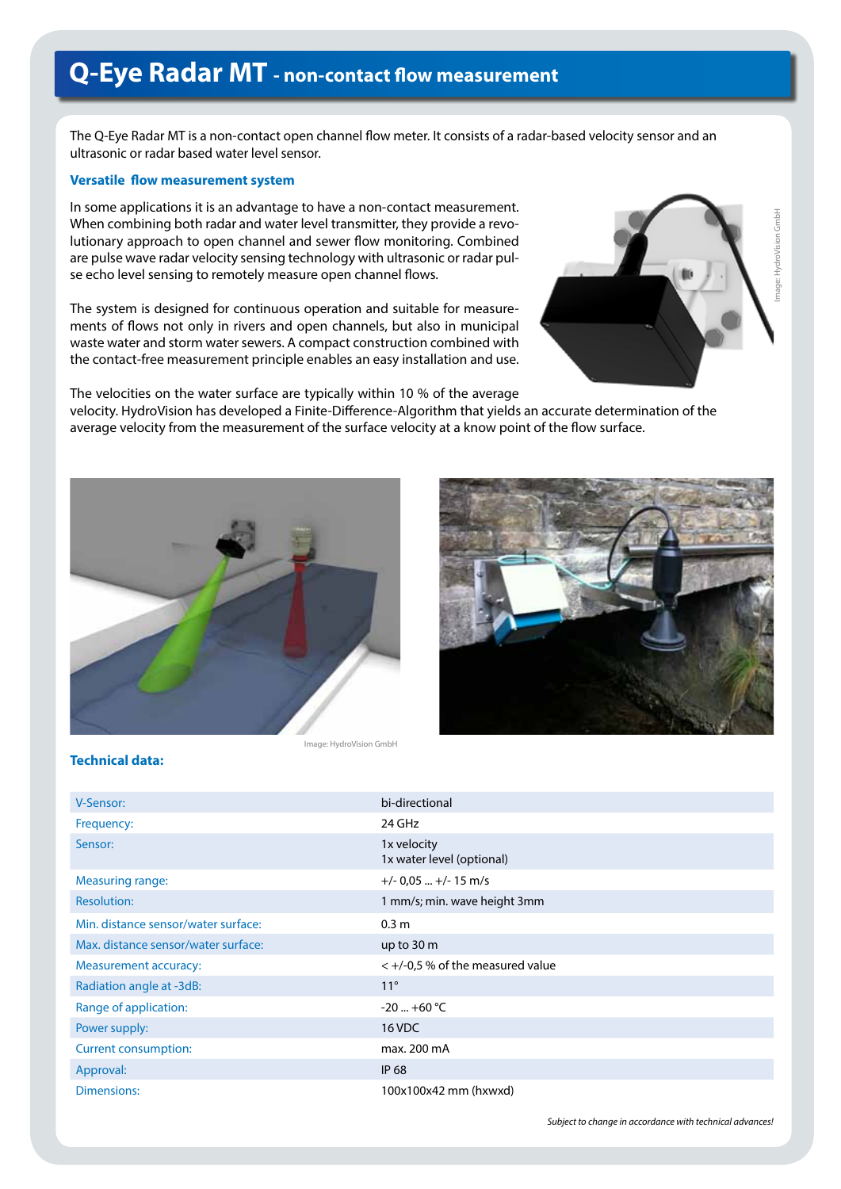# Q-Eye Radar MT - non-contact flow measurement

The Q-Eye Radar MT is a non-contact open channel flow meter. It consists of a radar-based velocity sensor and an ultrasonic or radar based water level sensor.

## Versatile flow measurement system

In some applications it is an advantage to have a non-contact measurement. When combining both radar and water level transmitter, they provide a revolutionary approach to open channel and sewer flow monitoring. Combined are pulse wave radar velocity sensing technology with ultrasonic or radar pulse echo level sensing to remotely measure open channel flows.

The system is designed for continuous operation and suitable for measurements of flows not only in rivers and open channels, but also in municipal waste water and storm water sewers. A compact construction combined with the contact-free measurement principle enables an easy installation and use.

The velocities on the water surface are typically within 10 % of the average velocity. HydroVision has developed a Finite-Difference-Algorithm that yields an accurate determination of the average velocity from the measurement of the surface velocity at a know point of the flow surface.

Image: HydroVision GmbH

Image: HydroVision GmbH

## Technical data:

| | |
|---|---|
| V-Sensor: | bi-directional |
| Frequency: | 24 GHz |
| Sensor: | 1x velocity<br>1x water level (optional) |
| Measuring range: | +/- 0,05 ... +/- 15 m/s |
| Resolution: | 1 mm/s; min. wave height 3mm |
| Min. distance sensor/water surface: | 0.3 m |
| Max. distance sensor/water surface: | up to 30 m |
| Measurement accuracy: | < +/-0,5 % of the measured value |
| Radiation angle at -3dB: | 11° |
| Range of application: | -20 ... +60 °C |
| Power supply: | 16 VDC |
| Current consumption: | max. 200 mA |
| Approval: | IP 68 |
| Dimensions: | 100x100x42 mm (hxwxd) |

*Subject to change in accordance with technical advances!*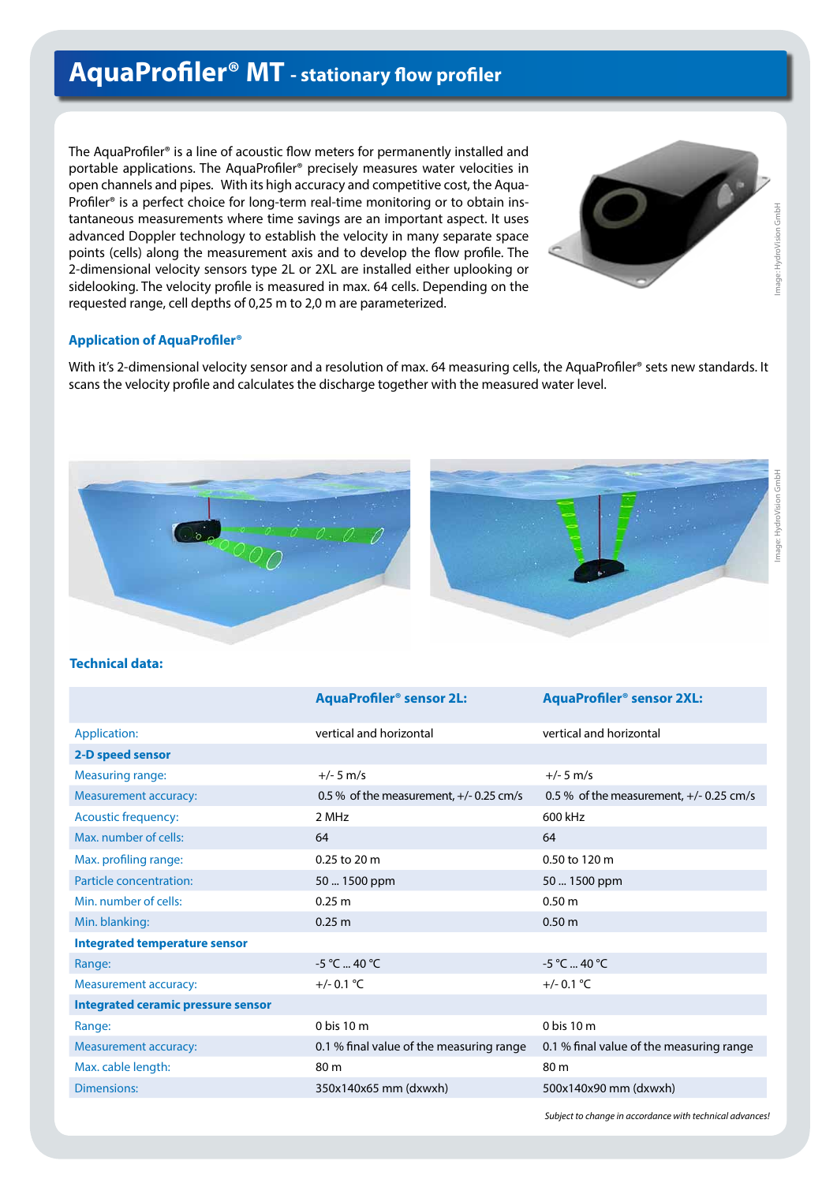# AquaProfiler® MT - stationary flow profiler

The AquaProfiler® is a line of acoustic flow meters for permanently installed and portable applications. The AquaProfiler® precisely measures water velocities in open channels and pipes. With its high accuracy and competitive cost, the AquaProfiler® is a perfect choice for long-term real-time monitoring or to obtain instantaneous measurements where time savings are an important aspect. It uses advanced Doppler technology to establish the velocity in many separate space points (cells) along the measurement axis and to develop the flow profile. The 2-dimensional velocity sensors type 2L or 2XL are installed either uplooking or sidelooking. The velocity profile is measured in max. 64 cells. Depending on the requested range, cell depths of 0,25 m to 2,0 m are parameterized.

Image: HydroVision GmbH

### Application of AquaProfiler®

With it's 2-dimensional velocity sensor and a resolution of max. 64 measuring cells, the AquaProfiler® sets new standards. It scans the velocity profile and calculates the discharge together with the measured water level.

Image: HydroVision GmbH

### Technical data:

| | AquaProfiler® sensor 2L: | AquaProfiler® sensor 2XL: |
|---|---|---|
| Application: | vertical and horizontal | vertical and horizontal |
| **2-D speed sensor** | | |
| Measuring range: | +/- 5 m/s | +/- 5 m/s |
| Measurement accuracy: | 0.5 % of the measurement, +/- 0.25 cm/s | 0.5 % of the measurement, +/- 0.25 cm/s |
| Acoustic frequency: | 2 MHz | 600 kHz |
| Max. number of cells: | 64 | 64 |
| Max. profiling range: | 0.25 to 20 m | 0.50 to 120 m |
| Particle concentration: | 50 ... 1500 ppm | 50 ... 1500 ppm |
| Min. number of cells: | 0.25 m | 0.50 m |
| Min. blanking: | 0.25 m | 0.50 m |
| **Integrated temperature sensor** | | |
| Range: | -5 °C ... 40 °C | -5 °C ... 40 °C |
| Measurement accuracy: | +/- 0.1 °C | +/- 0.1 °C |
| **Integrated ceramic pressure sensor** | | |
| Range: | 0 bis 10 m | 0 bis 10 m |
| Measurement accuracy: | 0.1 % final value of the measuring range | 0.1 % final value of the measuring range |
| Max. cable length: | 80 m | 80 m |
| Dimensions: | 350x140x65 mm (dxwxh) | 500x140x90 mm (dxwxh) |

*Subject to change in accordance with technical advances!*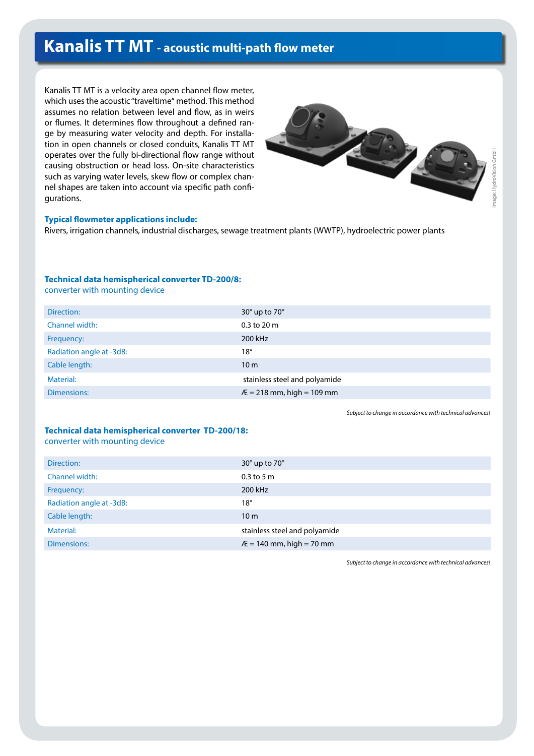# Kanalis TT MT - acoustic multi-path flow meter

Kanalis TT MT is a velocity area open channel flow meter, which uses the acoustic "traveltime" method. This method assumes no relation between level and flow, as in weirs or flumes. It determines flow throughout a defined range by measuring water velocity and depth. For installation in open channels or closed conduits, Kanalis TT MT operates over the fully bi-directional flow range without causing obstruction or head loss. On-site characteristics such as varying water levels, skew flow or complex channel shapes are taken into account via specific path configurations.

Image: HydroVision GmbH

**Typical flowmeter applications include:**

Rivers, irrigation channels, industrial discharges, sewage treatment plants (WWTP), hydroelectric power plants

### Technical data hemispherical converter TD-200/8:

converter with mounting device

| | |
|---|---|
| Direction: | 30° up to 70° |
| Channel width: | 0.3 to 20 m |
| Frequency: | 200 kHz |
| Radiation angle at -3dB: | 18° |
| Cable length: | 10 m |
| Material: | stainless steel and polyamide |
| Dimensions: | Æ = 218 mm, high = 109 mm |

*Subject to change in accordance with technical advances!*

### Technical data hemispherical converter TD-200/18:

converter with mounting device

| | |
|---|---|
| Direction: | 30° up to 70° |
| Channel width: | 0.3 to 5 m |
| Frequency: | 200 kHz |
| Radiation angle at -3dB: | 18° |
| Cable length: | 10 m |
| Material: | stainless steel and polyamide |
| Dimensions: | Æ = 140 mm, high = 70 mm |

*Subject to change in accordance with technical advances!*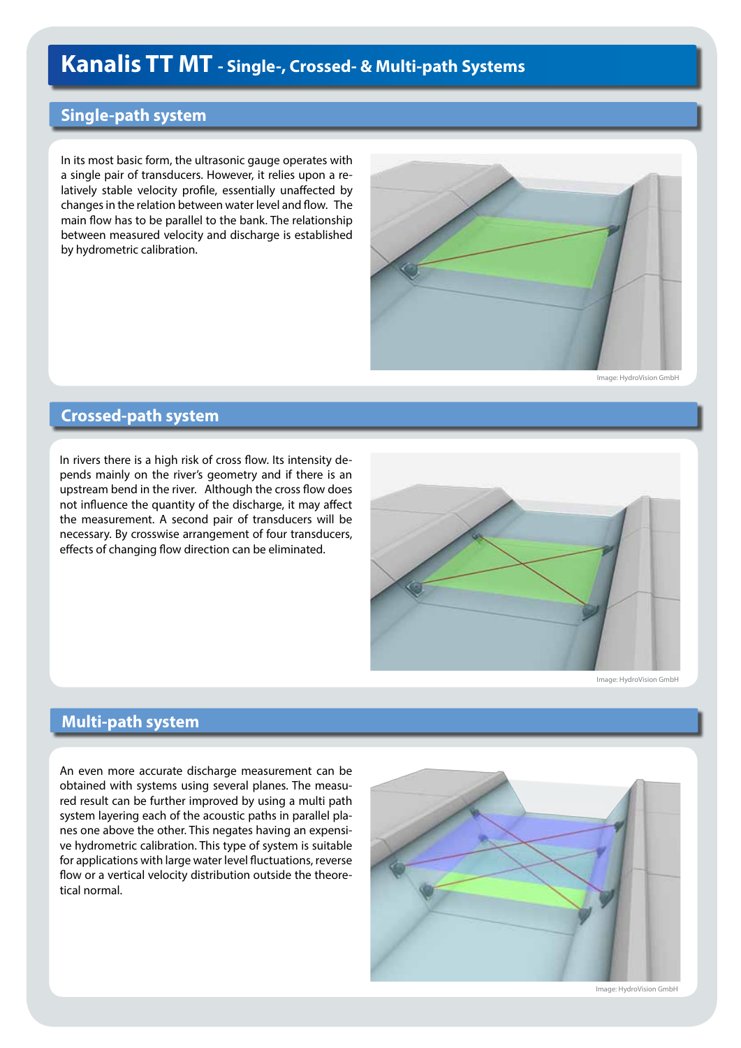# Kanalis TT MT - Single-, Crossed- & Multi-path Systems

## Single-path system

In its most basic form, the ultrasonic gauge operates with a single pair of transducers. However, it relies upon a relatively stable velocity profile, essentially unaffected by changes in the relation between water level and flow. The main flow has to be parallel to the bank. The relationship between measured velocity and discharge is established by hydrometric calibration.

Image: HydroVision GmbH

## Crossed-path system

In rivers there is a high risk of cross flow. Its intensity depends mainly on the river's geometry and if there is an upstream bend in the river. Although the cross flow does not influence the quantity of the discharge, it may affect the measurement. A second pair of transducers will be necessary. By crosswise arrangement of four transducers, effects of changing flow direction can be eliminated.

Image: HydroVision GmbH

## Multi-path system

An even more accurate discharge measurement can be obtained with systems using several planes. The measured result can be further improved by using a multi path system layering each of the acoustic paths in parallel planes one above the other. This negates having an expensive hydrometric calibration. This type of system is suitable for applications with large water level fluctuations, reverse flow or a vertical velocity distribution outside the theoretical normal.

Image: HydroVision GmbH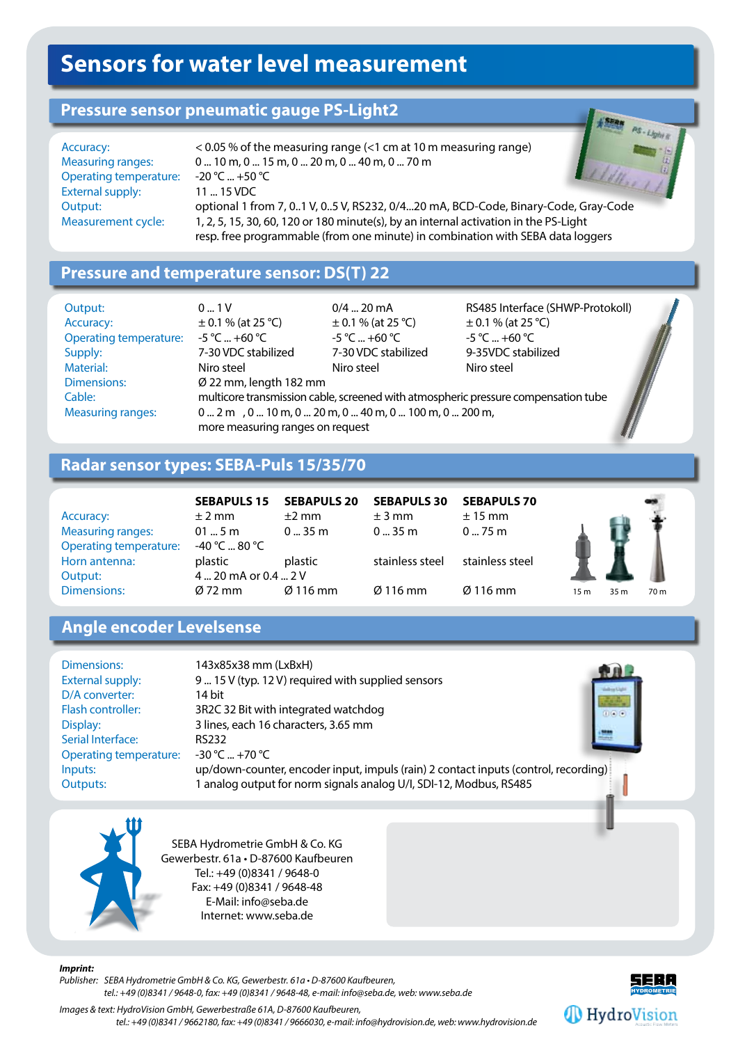# Sensors for water level measurement

## Pressure sensor pneumatic gauge PS-Light2

| | |
|---|---|
| Accuracy: | < 0.05 % of the measuring range (<1 cm at 10 m measuring range) |
| Measuring ranges: | 0 ... 10 m, 0 ... 15 m, 0 ... 20 m, 0 ... 40 m, 0 ... 70 m |
| Operating temperature: | -20 °C ... +50 °C |
| External supply: | 11 ... 15 VDC |
| Output: | optional 1 from 7, 0..1 V, 0..5 V, RS232, 0/4...20 mA, BCD-Code, Binary-Code, Gray-Code |
| Measurement cycle: | 1, 2, 5, 15, 30, 60, 120 or 180 minute(s), by an internal activation in the PS-Light resp. free programmable (from one minute) in combination with SEBA data loggers |

## Pressure and temperature sensor: DS(T) 22

| | | | |
|---|---|---|---|
| Output: | 0 ... 1 V | 0/4 ... 20 mA | RS485 Interface (SHWP-Protokoll) |
| Accuracy: | ± 0.1 % (at 25 °C) | ± 0.1 % (at 25 °C) | ± 0.1 % (at 25 °C) |
| Operating temperature: | -5 °C ... +60 °C | -5 °C ... +60 °C | -5 °C ... +60 °C |
| Supply: | 7-30 VDC stabilized | 7-30 VDC stabilized | 9-35VDC stabilized |
| Material: | Niro steel | Niro steel | Niro steel |
| Dimensions: | Ø 22 mm, length 182 mm | | |
| Cable: | multicore transmission cable, screened with atmospheric pressure compensation tube | | |
| Measuring ranges: | 0 ... 2 m , 0 ... 10 m, 0 ... 20 m, 0 ... 40 m, 0 ... 100 m, 0 ... 200 m, more measuring ranges on request | | |

## Radar sensor types: SEBA-Puls 15/35/70

| | SEBAPULS 15 | SEBAPULS 20 | SEBAPULS 30 | SEBAPULS 70 |
|---|---|---|---|---|
| Accuracy: | ± 2 mm | ±2 mm | ± 3 mm | ± 15 mm |
| Measuring ranges: | 01 ... 5 m | 0 ... 35 m | 0 ... 35 m | 0 ... 75 m |
| Operating temperature: | -40 °C ... 80 °C | | | |
| Horn antenna: | plastic | plastic | stainless steel | stainless steel |
| Output: | 4 ... 20 mA or 0.4 ... 2 V | | | |
| Dimensions: | Ø 72 mm | Ø 116 mm | Ø 116 mm | Ø 116 mm |

15 m 35 m 70 m

## Angle encoder Levelsense

| | |
|---|---|
| Dimensions: | 143x85x38 mm (LxBxH) |
| External supply: | 9 ... 15 V (typ. 12 V) required with supplied sensors |
| D/A converter: | 14 bit |
| Flash controller: | 3R2C 32 Bit with integrated watchdog |
| Display: | 3 lines, each 16 characters, 3.65 mm |
| Serial Interface: | RS232 |
| Operating temperature: | -30 °C ... +70 °C |
| Inputs: | up/down-counter, encoder input, impuls (rain) 2 contact inputs (control, recording) |
| Outputs: | 1 analog output for norm signals analog U/I, SDI-12, Modbus, RS485 |

SEBA Hydrometrie GmbH & Co. KG
Gewerbestr. 61a • D-87600 Kaufbeuren
Tel.: +49 (0)8341 / 9648-0
Fax: +49 (0)8341 / 9648-48
E-Mail: info@seba.de
Internet: www.seba.de

***Imprint:***

*Publisher: SEBA Hydrometrie GmbH & Co. KG, Gewerbestr. 61a • D-87600 Kaufbeuren,*
*tel.: +49 (0)8341 / 9648-0, fax: +49 (0)8341 / 9648-48, e-mail: info@seba.de, web: www.seba.de*

*Images & text: HydroVision GmbH, Gewerbestraße 61A, D-87600 Kaufbeuren,*
*tel.: +49 (0)8341 / 9662180, fax: +49 (0)8341 / 9666030, e-mail: info@hydrovision.de, web: www.hydrovision.de*